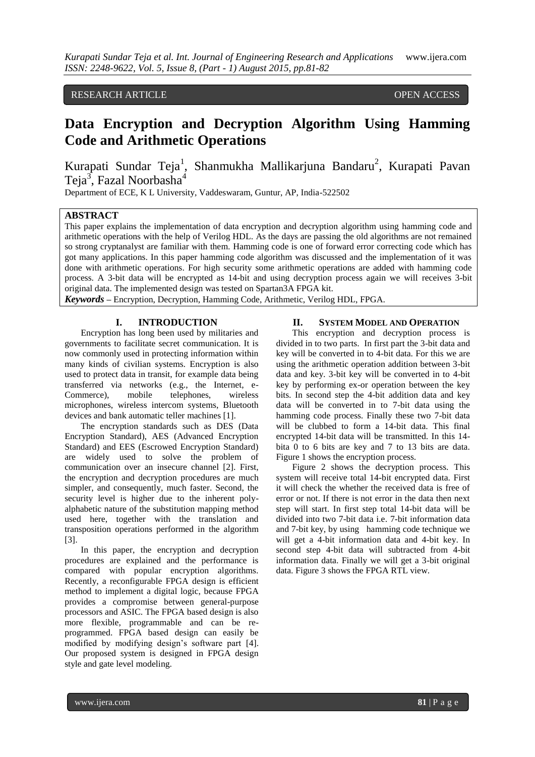RESEARCH ARTICLE OPEN ACCESS

# Data Encryption and Decryption Algorithm Using Hamming Code and Arithmetic Operations

Kurapati Sundar Teja[1], Shanmukha Mallikarjuna Bandaru[2], Kurapati Pavan Teja[3], Fazal Noorbasha[4]

Department of ECE, K L University, Vaddeswaram, Guntur, AP, India-522502

## ABSTRACT

This paper explains the implementation of data encryption and decryption algorithm using hamming code and arithmetic operations with the help of Verilog HDL. As the days are passing the old algorithms are not remained so strong cryptanalyst are familiar with them. Hamming code is one of forward error correcting code which has got many applications. In this paper hamming code algorithm was discussed and the implementation of it was done with arithmetic operations. For high security some arithmetic operations are added with hamming code process. A 3-bit data will be encrypted as 14-bit and using decryption process again we will receives 3-bit original data. The implemented design was tested on Spartan3A FPGA kit.

***Keywords*** – Encryption, Decryption, Hamming Code, Arithmetic, Verilog HDL, FPGA.

## I. INTRODUCTION

Encryption has long been used by militaries and governments to facilitate secret communication. It is now commonly used in protecting information within many kinds of civilian systems. Encryption is also used to protect data in transit, for example data being transferred via networks (e.g., the Internet, e-Commerce), mobile telephones, wireless microphones, wireless intercom systems, Bluetooth devices and bank automatic teller machines [1].

The encryption standards such as DES (Data Encryption Standard), AES (Advanced Encryption Standard) and EES (Escrowed Encryption Standard) are widely used to solve the problem of communication over an insecure channel [2]. First, the encryption and decryption procedures are much simpler, and consequently, much faster. Second, the security level is higher due to the inherent poly-alphabetic nature of the substitution mapping method used here, together with the translation and transposition operations performed in the algorithm [3].

In this paper, the encryption and decryption procedures are explained and the performance is compared with popular encryption algorithms. Recently, a reconfigurable FPGA design is efficient method to implement a digital logic, because FPGA provides a compromise between general-purpose processors and ASIC. The FPGA based design is also more flexible, programmable and can be re-programmed. FPGA based design can easily be modified by modifying design's software part [4]. Our proposed system is designed in FPGA design style and gate level modeling.

## II. SYSTEM MODEL AND OPERATION

This encryption and decryption process is divided in to two parts. In first part the 3-bit data and key will be converted in to 4-bit data. For this we are using the arithmetic operation addition between 3-bit data and key. 3-bit key will be converted in to 4-bit key by performing ex-or operation between the key bits. In second step the 4-bit addition data and key data will be converted in to 7-bit data using the hamming code process. Finally these two 7-bit data will be clubbed to form a 14-bit data. This final encrypted 14-bit data will be transmitted. In this 14-bita 0 to 6 bits are key and 7 to 13 bits are data. Figure 1 shows the encryption process.

Figure 2 shows the decryption process. This system will receive total 14-bit encrypted data. First it will check the whether the received data is free of error or not. If there is not error in the data then next step will start. In first step total 14-bit data will be divided into two 7-bit data i.e. 7-bit information data and 7-bit key, by using hamming code technique we will get a 4-bit information data and 4-bit key. In second step 4-bit data will subtracted from 4-bit information data. Finally we will get a 3-bit original data. Figure 3 shows the FPGA RTL view.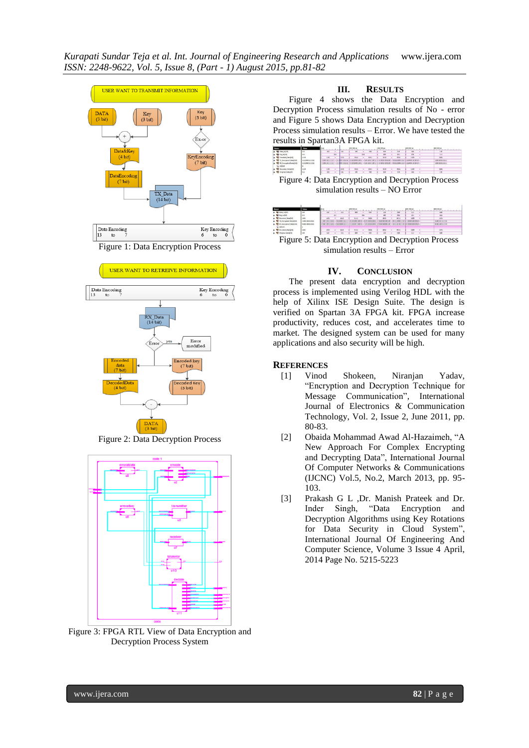USER WANT TO TRANSMIT INFORMATION

DATA (3 bit)

Key (3 bit)

Key (3 bit)

Ex-or

Data&Key (4 bit)

KeyEncoding (7 bit)

DataEncoding (7 bit)

TX_Data (14 bit)

Data Encoding 13 to 7

Key Encoding 6 to 0

Figure 1: Data Encryption Process

USER WANT TO RETREIVE INFORMATION

Data Encoding 13 to 7

Key Encoding 6 to 0

RX_Data (14 bit)

Error

yes

Error modified

Encoded data (7 bit)

Encoded key (7 bit)

DecodedData (4 bit)

Decoded Key (3 bit)

DATA (3 bit)

Figure 2: Data Decryption Process

Figure 3: FPGA RTL View of Data Encryption and Decryption Process System

## III. Results

Figure 4 shows the Data Encryption and Decryption Process simulation results of No - error and Figure 5 shows Data Encryption and Decryption Process simulation results – Error. We have tested the results in Spartan3A FPGA kit.

Figure 4: Data Encryption and Decryption Process simulation results – NO Error

Figure 5: Data Encryption and Decryption Process simulation results – Error

## IV. Conclusion

The present data encryption and decryption process is implemented using Verilog HDL with the help of Xilinx ISE Design Suite. The design is verified on Spartan 3A FPGA kit. FPGA increase productivity, reduces cost, and accelerates time to market. The designed system can be used for many applications and also security will be high.

## References

[1] Vinod Shokeen, Niranjan Yadav, "Encryption and Decryption Technique for Message Communication", International Journal of Electronics & Communication Technology, Vol. 2, Issue 2, June 2011, pp. 80-83.

[2] Obaida Mohammad Awad Al-Hazaimeh, "A New Approach For Complex Encrypting and Decrypting Data", International Journal Of Computer Networks & Communications (IJCNC) Vol.5, No.2, March 2013, pp. 95-103.

[3] Prakash G L ,Dr. Manish Prateek and Dr. Inder Singh, "Data Encryption and Decryption Algorithms using Key Rotations for Data Security in Cloud System", International Journal Of Engineering And Computer Science, Volume 3 Issue 4 April, 2014 Page No. 5215-5223